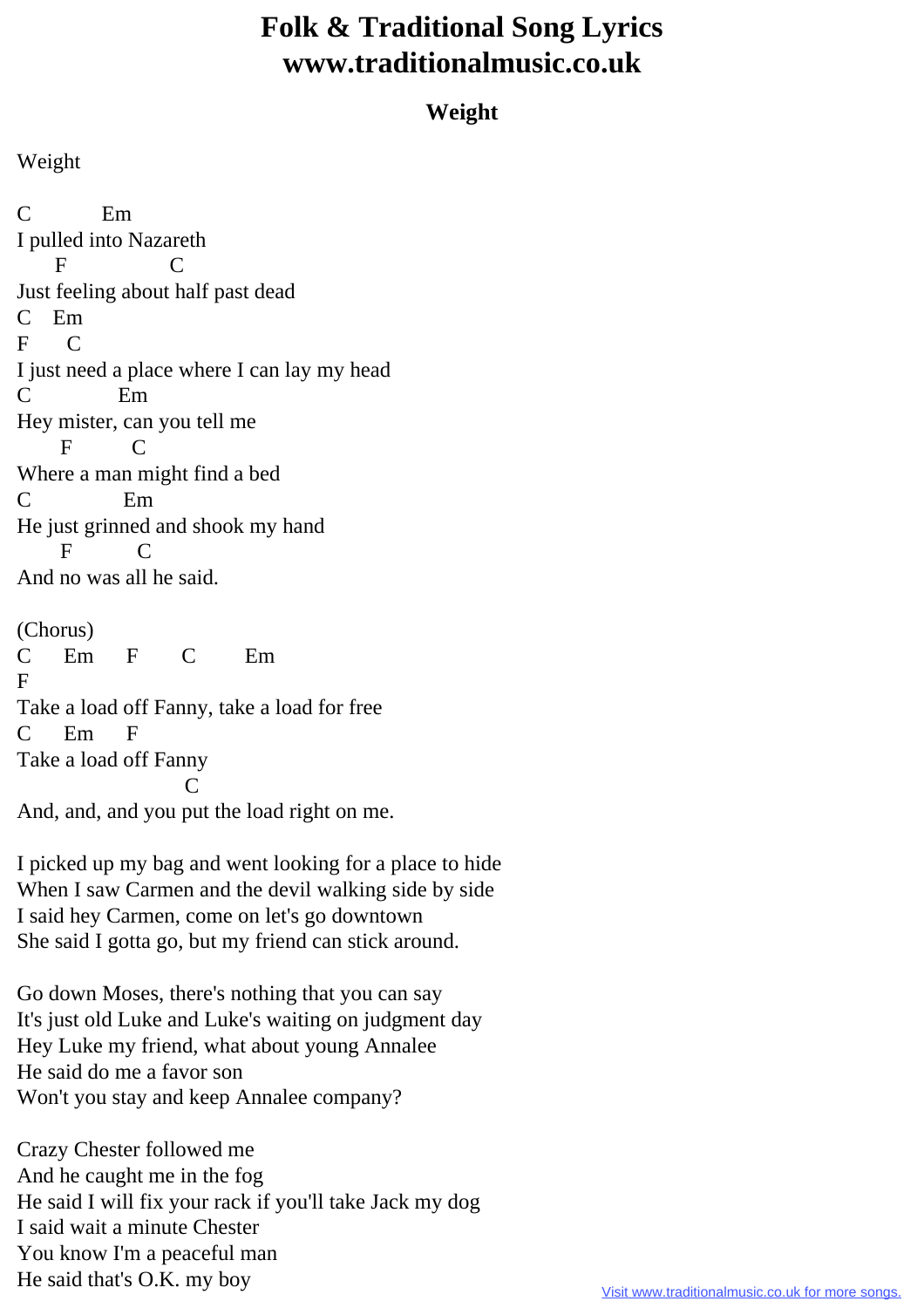# Folk & Traditional Song Lyrics
# www.traditionalmusic.co.uk

## Weight

Weight

```
C           Em
I pulled into Nazareth
      F                C
Just feeling about half past dead
C    Em
F      C
I just need a place where I can lay my head
C              Em
Hey mister, can you tell me
       F          C
Where a man might find a bed
C               Em
He just grinned and shook my hand
       F           C
And no was all he said.

(Chorus)
C      Em      F       C        Em
F
Take a load off Fanny, take a load for free
C      Em      F
Take a load off Fanny
                        C
And, and, and you put the load right on me.
```

I picked up my bag and went looking for a place to hide
When I saw Carmen and the devil walking side by side
I said hey Carmen, come on let's go downtown
She said I gotta go, but my friend can stick around.

Go down Moses, there's nothing that you can say
It's just old Luke and Luke's waiting on judgment day
Hey Luke my friend, what about young Annalee
He said do me a favor son
Won't you stay and keep Annalee company?

Crazy Chester followed me
And he caught me in the fog
He said I will fix your rack if you'll take Jack my dog
I said wait a minute Chester
You know I'm a peaceful man
He said that's O.K. my boy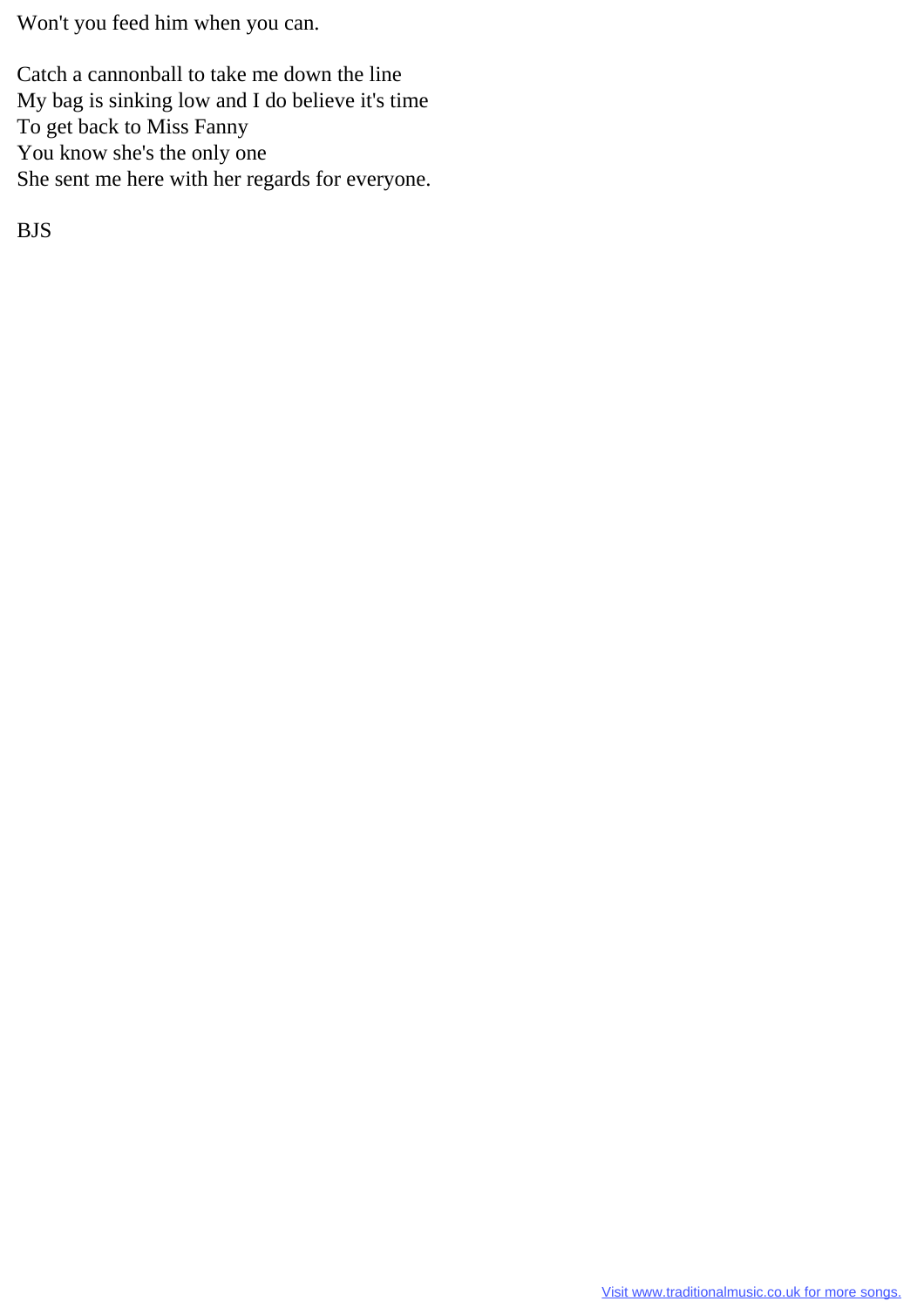Won't you feed him when you can.

Catch a cannonball to take me down the line
My bag is sinking low and I do believe it's time
To get back to Miss Fanny
You know she's the only one
She sent me here with her regards for everyone.

BJS